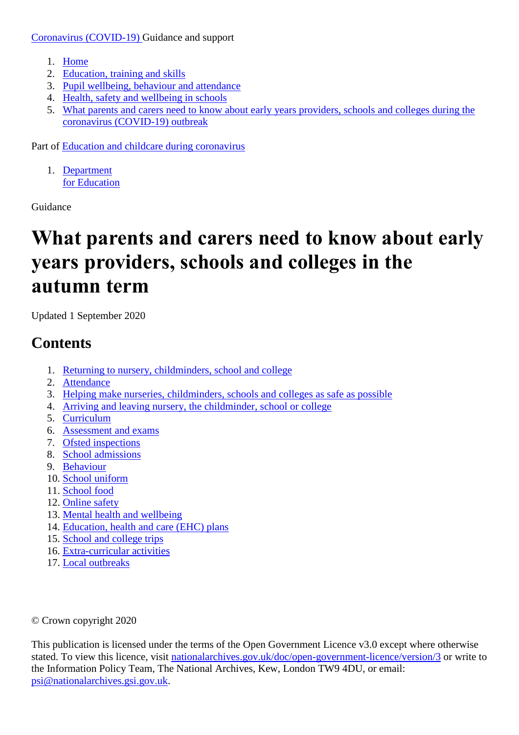Coronavirus (COVID-19) Guidance and support

1. Home
2. Education, training and skills
3. Pupil wellbeing, behaviour and attendance
4. Health, safety and wellbeing in schools
5. What parents and carers need to know about early years providers, schools and colleges during the coronavirus (COVID-19) outbreak

Part of Education and childcare during coronavirus

1. Department for Education

Guidance

# What parents and carers need to know about early years providers, schools and colleges in the autumn term

Updated 1 September 2020

## Contents

1. Returning to nursery, childminders, school and college
2. Attendance
3. Helping make nurseries, childminders, schools and colleges as safe as possible
4. Arriving and leaving nursery, the childminder, school or college
5. Curriculum
6. Assessment and exams
7. Ofsted inspections
8. School admissions
9. Behaviour
10. School uniform
11. School food
12. Online safety
13. Mental health and wellbeing
14. Education, health and care (EHC) plans
15. School and college trips
16. Extra-curricular activities
17. Local outbreaks

© Crown copyright 2020

This publication is licensed under the terms of the Open Government Licence v3.0 except where otherwise stated. To view this licence, visit nationalarchives.gov.uk/doc/open-government-licence/version/3 or write to the Information Policy Team, The National Archives, Kew, London TW9 4DU, or email: psi@nationalarchives.gsi.gov.uk.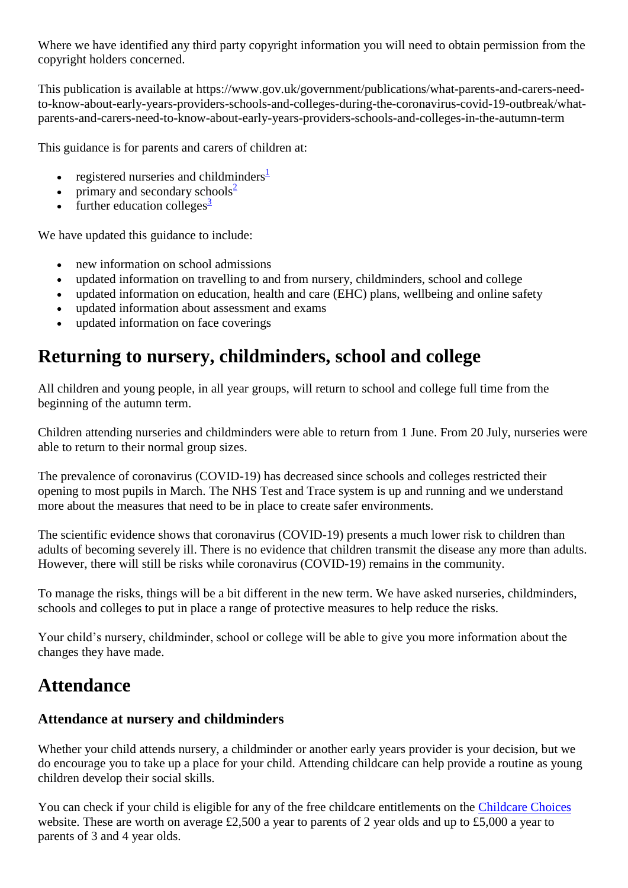Where we have identified any third party copyright information you will need to obtain permission from the copyright holders concerned.

This publication is available at https://www.gov.uk/government/publications/what-parents-and-carers-need-to-know-about-early-years-providers-schools-and-colleges-during-the-coronavirus-covid-19-outbreak/what-parents-and-carers-need-to-know-about-early-years-providers-schools-and-colleges-in-the-autumn-term

This guidance is for parents and carers of children at:

- registered nurseries and childminders[1]
- primary and secondary schools[2]
- further education colleges[3]

We have updated this guidance to include:

- new information on school admissions
- updated information on travelling to and from nursery, childminders, school and college
- updated information on education, health and care (EHC) plans, wellbeing and online safety
- updated information about assessment and exams
- updated information on face coverings

## Returning to nursery, childminders, school and college

All children and young people, in all year groups, will return to school and college full time from the beginning of the autumn term.

Children attending nurseries and childminders were able to return from 1 June. From 20 July, nurseries were able to return to their normal group sizes.

The prevalence of coronavirus (COVID-19) has decreased since schools and colleges restricted their opening to most pupils in March. The NHS Test and Trace system is up and running and we understand more about the measures that need to be in place to create safer environments.

The scientific evidence shows that coronavirus (COVID-19) presents a much lower risk to children than adults of becoming severely ill. There is no evidence that children transmit the disease any more than adults. However, there will still be risks while coronavirus (COVID-19) remains in the community.

To manage the risks, things will be a bit different in the new term. We have asked nurseries, childminders, schools and colleges to put in place a range of protective measures to help reduce the risks.

Your child's nursery, childminder, school or college will be able to give you more information about the changes they have made.

## Attendance

### Attendance at nursery and childminders

Whether your child attends nursery, a childminder or another early years provider is your decision, but we do encourage you to take up a place for your child. Attending childcare can help provide a routine as young children develop their social skills.

You can check if your child is eligible for any of the free childcare entitlements on the Childcare Choices website. These are worth on average £2,500 a year to parents of 2 year olds and up to £5,000 a year to parents of 3 and 4 year olds.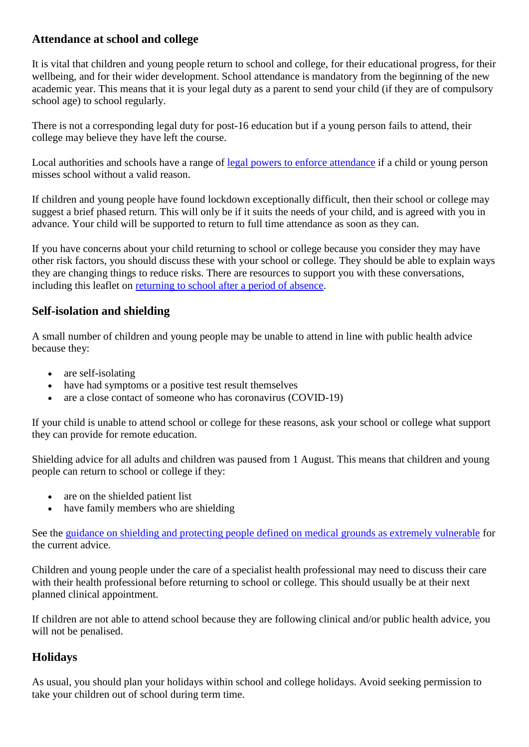## Attendance at school and college

It is vital that children and young people return to school and college, for their educational progress, for their wellbeing, and for their wider development. School attendance is mandatory from the beginning of the new academic year. This means that it is your legal duty as a parent to send your child (if they are of compulsory school age) to school regularly.

There is not a corresponding legal duty for post-16 education but if a young person fails to attend, their college may believe they have left the course.

Local authorities and schools have a range of [legal powers to enforce attendance]() if a child or young person misses school without a valid reason.

If children and young people have found lockdown exceptionally difficult, then their school or college may suggest a brief phased return. This will only be if it suits the needs of your child, and is agreed with you in advance. Your child will be supported to return to full time attendance as soon as they can.

If you have concerns about your child returning to school or college because you consider they may have other risk factors, you should discuss these with your school or college. They should be able to explain ways they are changing things to reduce risks. There are resources to support you with these conversations, including this leaflet on [returning to school after a period of absence]().

## Self-isolation and shielding

A small number of children and young people may be unable to attend in line with public health advice because they:

- are self-isolating
- have had symptoms or a positive test result themselves
- are a close contact of someone who has coronavirus (COVID-19)

If your child is unable to attend school or college for these reasons, ask your school or college what support they can provide for remote education.

Shielding advice for all adults and children was paused from 1 August. This means that children and young people can return to school or college if they:

- are on the shielded patient list
- have family members who are shielding

See the [guidance on shielding and protecting people defined on medical grounds as extremely vulnerable]() for the current advice.

Children and young people under the care of a specialist health professional may need to discuss their care with their health professional before returning to school or college. This should usually be at their next planned clinical appointment.

If children are not able to attend school because they are following clinical and/or public health advice, you will not be penalised.

## Holidays

As usual, you should plan your holidays within school and college holidays. Avoid seeking permission to take your children out of school during term time.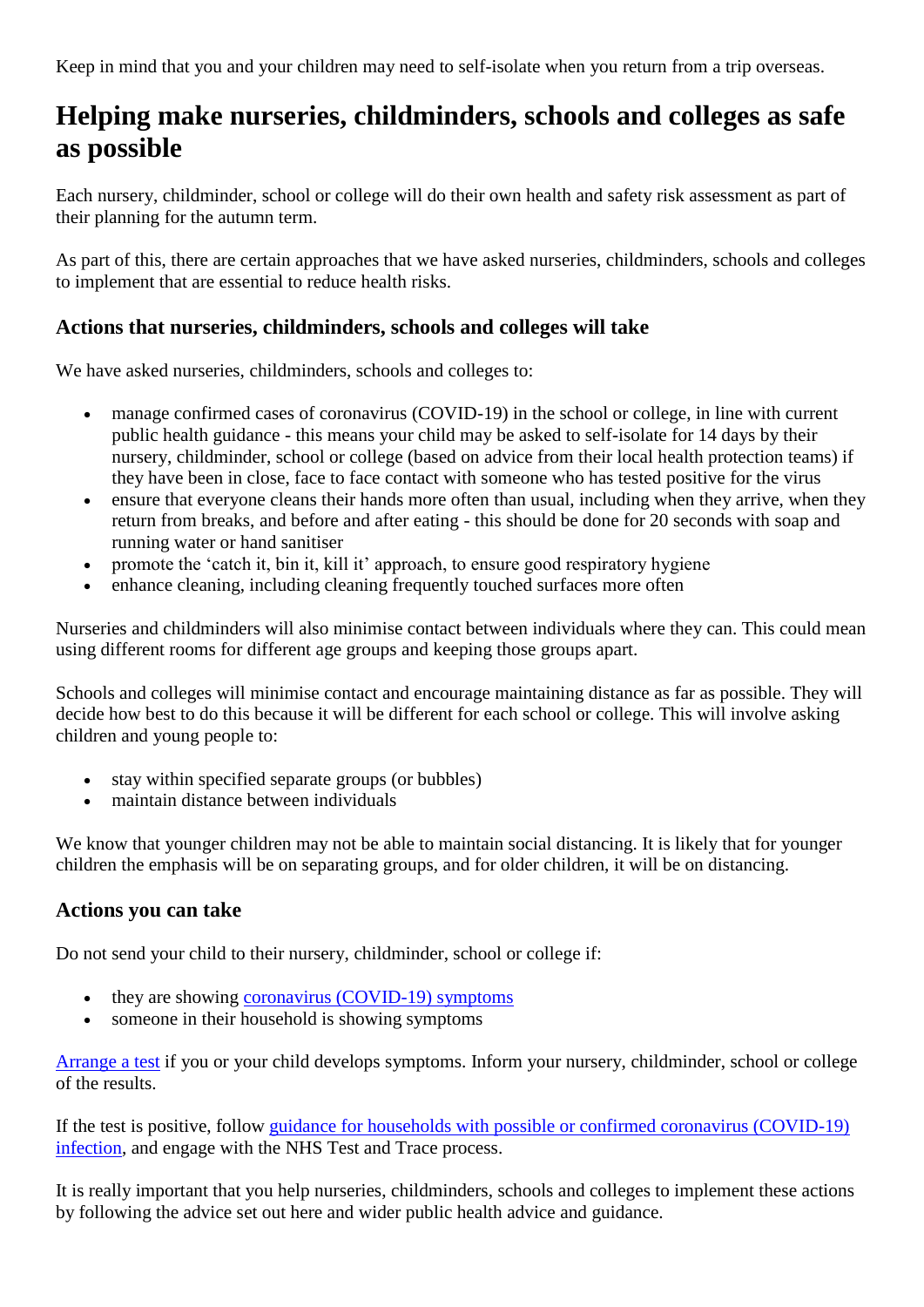Keep in mind that you and your children may need to self-isolate when you return from a trip overseas.

## Helping make nurseries, childminders, schools and colleges as safe as possible

Each nursery, childminder, school or college will do their own health and safety risk assessment as part of their planning for the autumn term.

As part of this, there are certain approaches that we have asked nurseries, childminders, schools and colleges to implement that are essential to reduce health risks.

### Actions that nurseries, childminders, schools and colleges will take

We have asked nurseries, childminders, schools and colleges to:

- manage confirmed cases of coronavirus (COVID-19) in the school or college, in line with current public health guidance - this means your child may be asked to self-isolate for 14 days by their nursery, childminder, school or college (based on advice from their local health protection teams) if they have been in close, face to face contact with someone who has tested positive for the virus
- ensure that everyone cleans their hands more often than usual, including when they arrive, when they return from breaks, and before and after eating - this should be done for 20 seconds with soap and running water or hand sanitiser
- promote the 'catch it, bin it, kill it' approach, to ensure good respiratory hygiene
- enhance cleaning, including cleaning frequently touched surfaces more often

Nurseries and childminders will also minimise contact between individuals where they can. This could mean using different rooms for different age groups and keeping those groups apart.

Schools and colleges will minimise contact and encourage maintaining distance as far as possible. They will decide how best to do this because it will be different for each school or college. This will involve asking children and young people to:

- stay within specified separate groups (or bubbles)
- maintain distance between individuals

We know that younger children may not be able to maintain social distancing. It is likely that for younger children the emphasis will be on separating groups, and for older children, it will be on distancing.

### Actions you can take

Do not send your child to their nursery, childminder, school or college if:

- they are showing coronavirus (COVID-19) symptoms
- someone in their household is showing symptoms

Arrange a test if you or your child develops symptoms. Inform your nursery, childminder, school or college of the results.

If the test is positive, follow guidance for households with possible or confirmed coronavirus (COVID-19) infection, and engage with the NHS Test and Trace process.

It is really important that you help nurseries, childminders, schools and colleges to implement these actions by following the advice set out here and wider public health advice and guidance.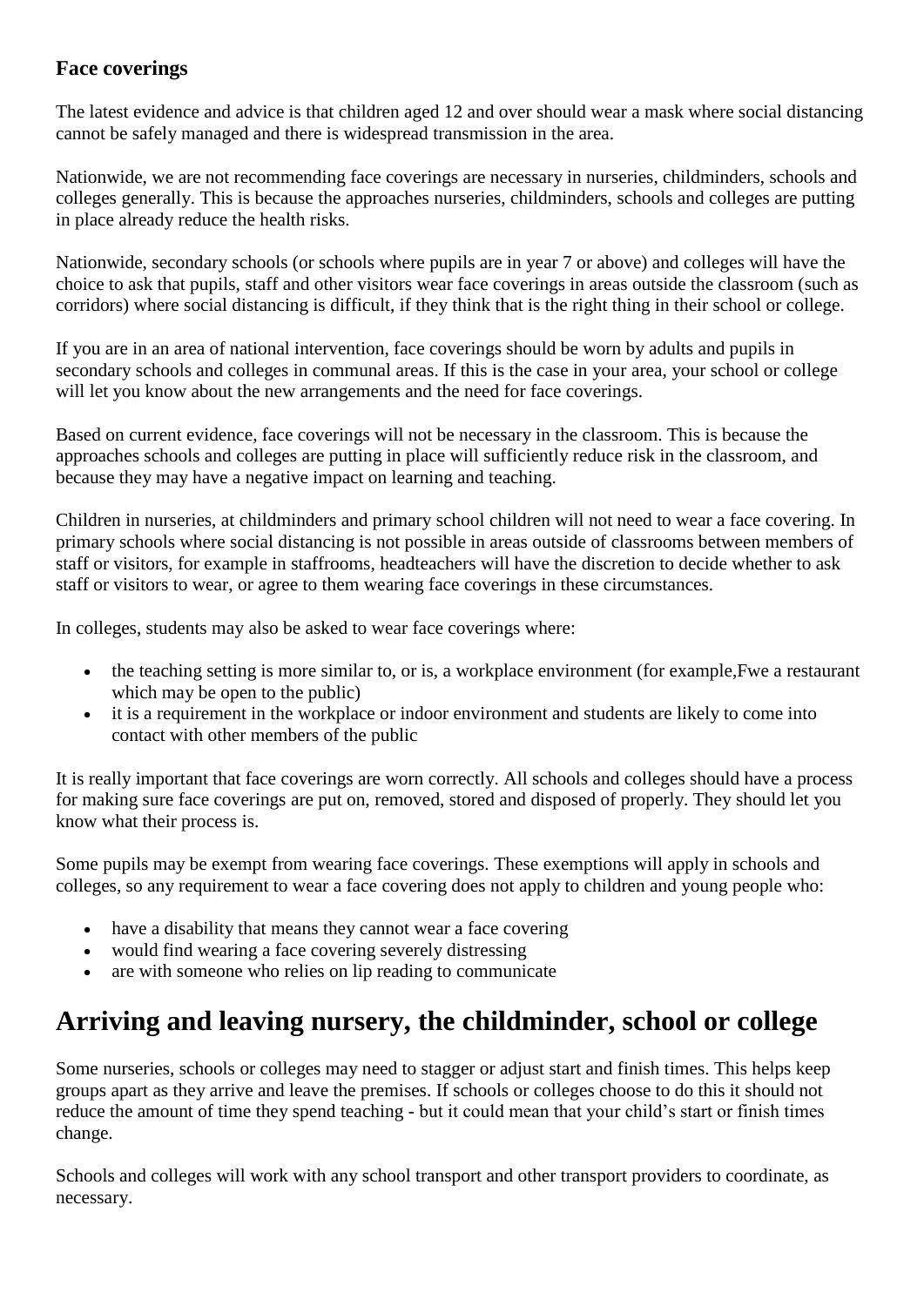### Face coverings

The latest evidence and advice is that children aged 12 and over should wear a mask where social distancing cannot be safely managed and there is widespread transmission in the area.

Nationwide, we are not recommending face coverings are necessary in nurseries, childminders, schools and colleges generally. This is because the approaches nurseries, childminders, schools and colleges are putting in place already reduce the health risks.

Nationwide, secondary schools (or schools where pupils are in year 7 or above) and colleges will have the choice to ask that pupils, staff and other visitors wear face coverings in areas outside the classroom (such as corridors) where social distancing is difficult, if they think that is the right thing in their school or college.

If you are in an area of national intervention, face coverings should be worn by adults and pupils in secondary schools and colleges in communal areas. If this is the case in your area, your school or college will let you know about the new arrangements and the need for face coverings.

Based on current evidence, face coverings will not be necessary in the classroom. This is because the approaches schools and colleges are putting in place will sufficiently reduce risk in the classroom, and because they may have a negative impact on learning and teaching.

Children in nurseries, at childminders and primary school children will not need to wear a face covering. In primary schools where social distancing is not possible in areas outside of classrooms between members of staff or visitors, for example in staffrooms, headteachers will have the discretion to decide whether to ask staff or visitors to wear, or agree to them wearing face coverings in these circumstances.

In colleges, students may also be asked to wear face coverings where:

- the teaching setting is more similar to, or is, a workplace environment (for example,Fwe a restaurant which may be open to the public)
- it is a requirement in the workplace or indoor environment and students are likely to come into contact with other members of the public

It is really important that face coverings are worn correctly. All schools and colleges should have a process for making sure face coverings are put on, removed, stored and disposed of properly. They should let you know what their process is.

Some pupils may be exempt from wearing face coverings. These exemptions will apply in schools and colleges, so any requirement to wear a face covering does not apply to children and young people who:

- have a disability that means they cannot wear a face covering
- would find wearing a face covering severely distressing
- are with someone who relies on lip reading to communicate

## Arriving and leaving nursery, the childminder, school or college

Some nurseries, schools or colleges may need to stagger or adjust start and finish times. This helps keep groups apart as they arrive and leave the premises. If schools or colleges choose to do this it should not reduce the amount of time they spend teaching - but it could mean that your child's start or finish times change.

Schools and colleges will work with any school transport and other transport providers to coordinate, as necessary.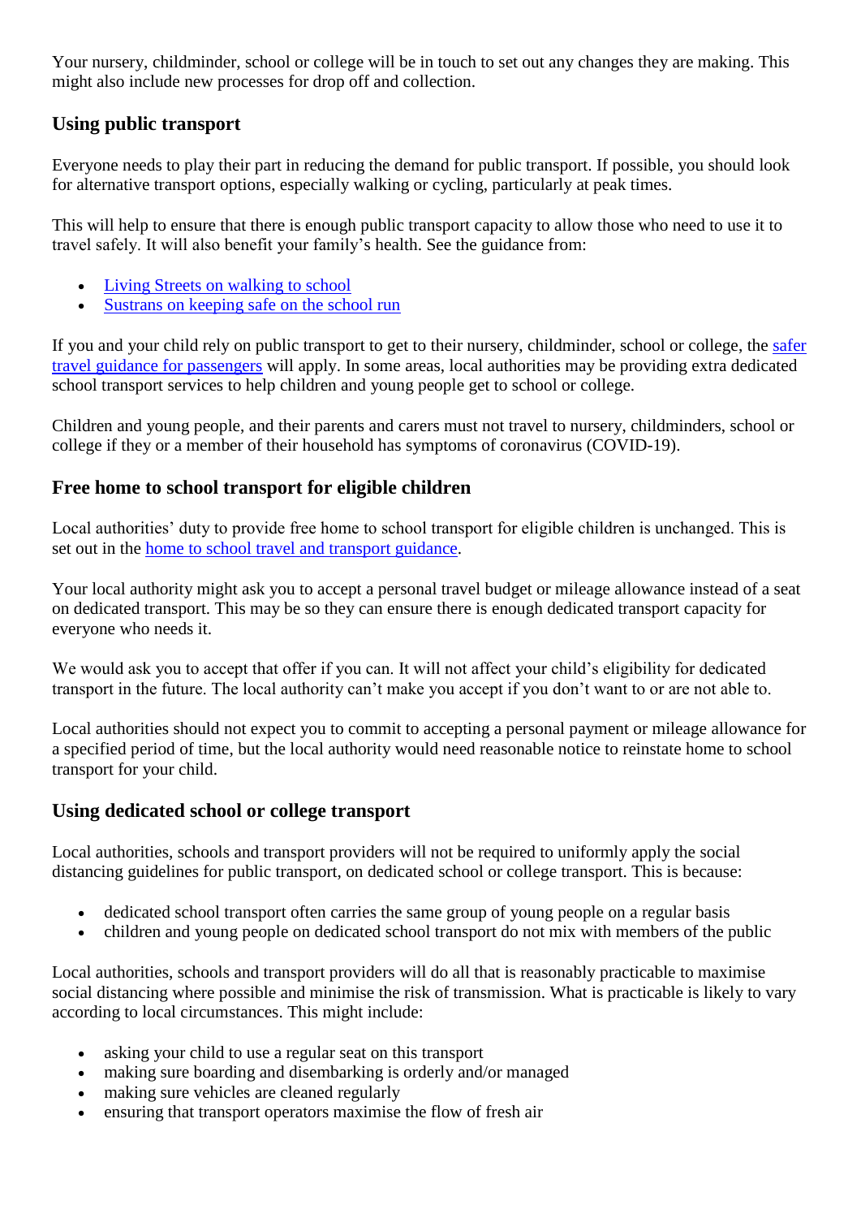Your nursery, childminder, school or college will be in touch to set out any changes they are making. This might also include new processes for drop off and collection.

## Using public transport

Everyone needs to play their part in reducing the demand for public transport. If possible, you should look for alternative transport options, especially walking or cycling, particularly at peak times.

This will help to ensure that there is enough public transport capacity to allow those who need to use it to travel safely. It will also benefit your family's health. See the guidance from:

- Living Streets on walking to school
- Sustrans on keeping safe on the school run

If you and your child rely on public transport to get to their nursery, childminder, school or college, the safer travel guidance for passengers will apply. In some areas, local authorities may be providing extra dedicated school transport services to help children and young people get to school or college.

Children and young people, and their parents and carers must not travel to nursery, childminders, school or college if they or a member of their household has symptoms of coronavirus (COVID-19).

## Free home to school transport for eligible children

Local authorities' duty to provide free home to school transport for eligible children is unchanged. This is set out in the home to school travel and transport guidance.

Your local authority might ask you to accept a personal travel budget or mileage allowance instead of a seat on dedicated transport. This may be so they can ensure there is enough dedicated transport capacity for everyone who needs it.

We would ask you to accept that offer if you can. It will not affect your child's eligibility for dedicated transport in the future. The local authority can't make you accept if you don't want to or are not able to.

Local authorities should not expect you to commit to accepting a personal payment or mileage allowance for a specified period of time, but the local authority would need reasonable notice to reinstate home to school transport for your child.

## Using dedicated school or college transport

Local authorities, schools and transport providers will not be required to uniformly apply the social distancing guidelines for public transport, on dedicated school or college transport. This is because:

- dedicated school transport often carries the same group of young people on a regular basis
- children and young people on dedicated school transport do not mix with members of the public

Local authorities, schools and transport providers will do all that is reasonably practicable to maximise social distancing where possible and minimise the risk of transmission. What is practicable is likely to vary according to local circumstances. This might include:

- asking your child to use a regular seat on this transport
- making sure boarding and disembarking is orderly and/or managed
- making sure vehicles are cleaned regularly
- ensuring that transport operators maximise the flow of fresh air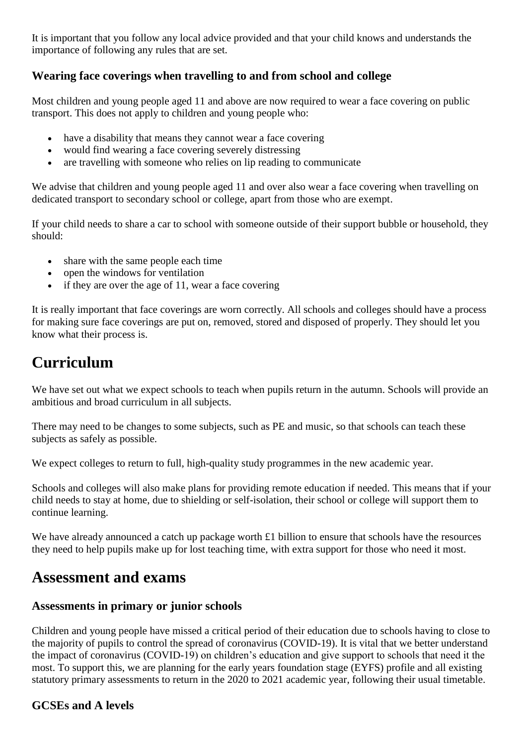It is important that you follow any local advice provided and that your child knows and understands the importance of following any rules that are set.

### Wearing face coverings when travelling to and from school and college

Most children and young people aged 11 and above are now required to wear a face covering on public transport. This does not apply to children and young people who:

- have a disability that means they cannot wear a face covering
- would find wearing a face covering severely distressing
- are travelling with someone who relies on lip reading to communicate

We advise that children and young people aged 11 and over also wear a face covering when travelling on dedicated transport to secondary school or college, apart from those who are exempt.

If your child needs to share a car to school with someone outside of their support bubble or household, they should:

- share with the same people each time
- open the windows for ventilation
- if they are over the age of 11, wear a face covering

It is really important that face coverings are worn correctly. All schools and colleges should have a process for making sure face coverings are put on, removed, stored and disposed of properly. They should let you know what their process is.

## Curriculum

We have set out what we expect schools to teach when pupils return in the autumn. Schools will provide an ambitious and broad curriculum in all subjects.

There may need to be changes to some subjects, such as PE and music, so that schools can teach these subjects as safely as possible.

We expect colleges to return to full, high-quality study programmes in the new academic year.

Schools and colleges will also make plans for providing remote education if needed. This means that if your child needs to stay at home, due to shielding or self-isolation, their school or college will support them to continue learning.

We have already announced a catch up package worth £1 billion to ensure that schools have the resources they need to help pupils make up for lost teaching time, with extra support for those who need it most.

## Assessment and exams

### Assessments in primary or junior schools

Children and young people have missed a critical period of their education due to schools having to close to the majority of pupils to control the spread of coronavirus (COVID-19). It is vital that we better understand the impact of coronavirus (COVID-19) on children's education and give support to schools that need it the most. To support this, we are planning for the early years foundation stage (EYFS) profile and all existing statutory primary assessments to return in the 2020 to 2021 academic year, following their usual timetable.

### GCSEs and A levels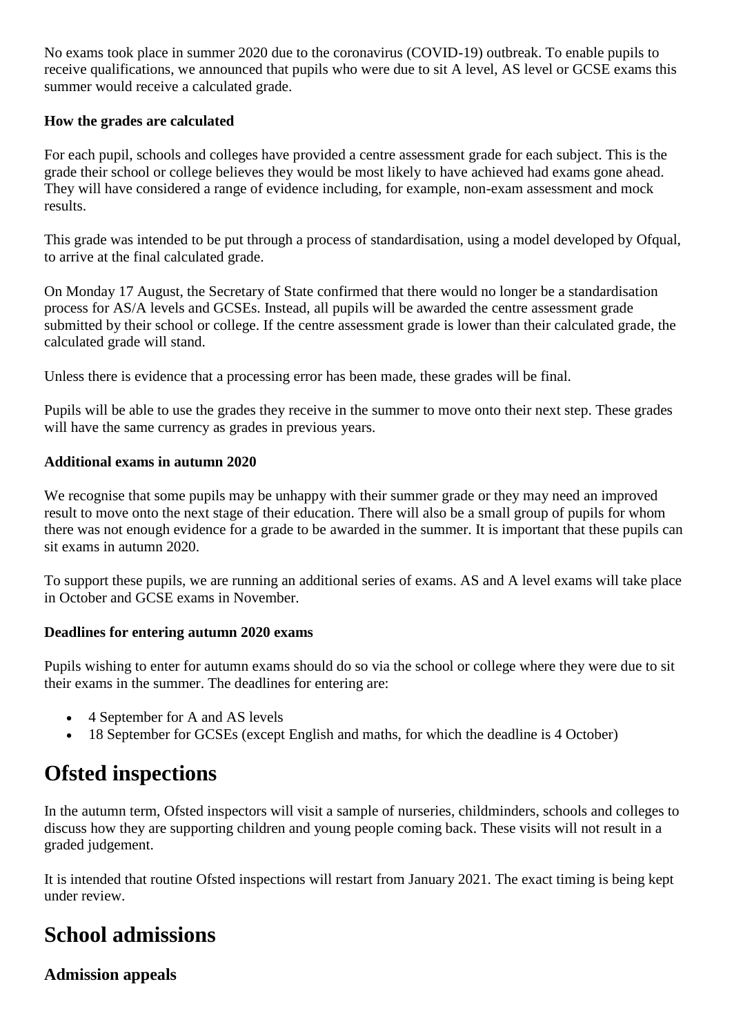No exams took place in summer 2020 due to the coronavirus (COVID-19) outbreak. To enable pupils to receive qualifications, we announced that pupils who were due to sit A level, AS level or GCSE exams this summer would receive a calculated grade.

**How the grades are calculated**

For each pupil, schools and colleges have provided a centre assessment grade for each subject. This is the grade their school or college believes they would be most likely to have achieved had exams gone ahead. They will have considered a range of evidence including, for example, non-exam assessment and mock results.

This grade was intended to be put through a process of standardisation, using a model developed by Ofqual, to arrive at the final calculated grade.

On Monday 17 August, the Secretary of State confirmed that there would no longer be a standardisation process for AS/A levels and GCSEs. Instead, all pupils will be awarded the centre assessment grade submitted by their school or college. If the centre assessment grade is lower than their calculated grade, the calculated grade will stand.

Unless there is evidence that a processing error has been made, these grades will be final.

Pupils will be able to use the grades they receive in the summer to move onto their next step. These grades will have the same currency as grades in previous years.

**Additional exams in autumn 2020**

We recognise that some pupils may be unhappy with their summer grade or they may need an improved result to move onto the next stage of their education. There will also be a small group of pupils for whom there was not enough evidence for a grade to be awarded in the summer. It is important that these pupils can sit exams in autumn 2020.

To support these pupils, we are running an additional series of exams. AS and A level exams will take place in October and GCSE exams in November.

**Deadlines for entering autumn 2020 exams**

Pupils wishing to enter for autumn exams should do so via the school or college where they were due to sit their exams in the summer. The deadlines for entering are:

- 4 September for A and AS levels
- 18 September for GCSEs (except English and maths, for which the deadline is 4 October)

## Ofsted inspections

In the autumn term, Ofsted inspectors will visit a sample of nurseries, childminders, schools and colleges to discuss how they are supporting children and young people coming back. These visits will not result in a graded judgement.

It is intended that routine Ofsted inspections will restart from January 2021. The exact timing is being kept under review.

## School admissions

### Admission appeals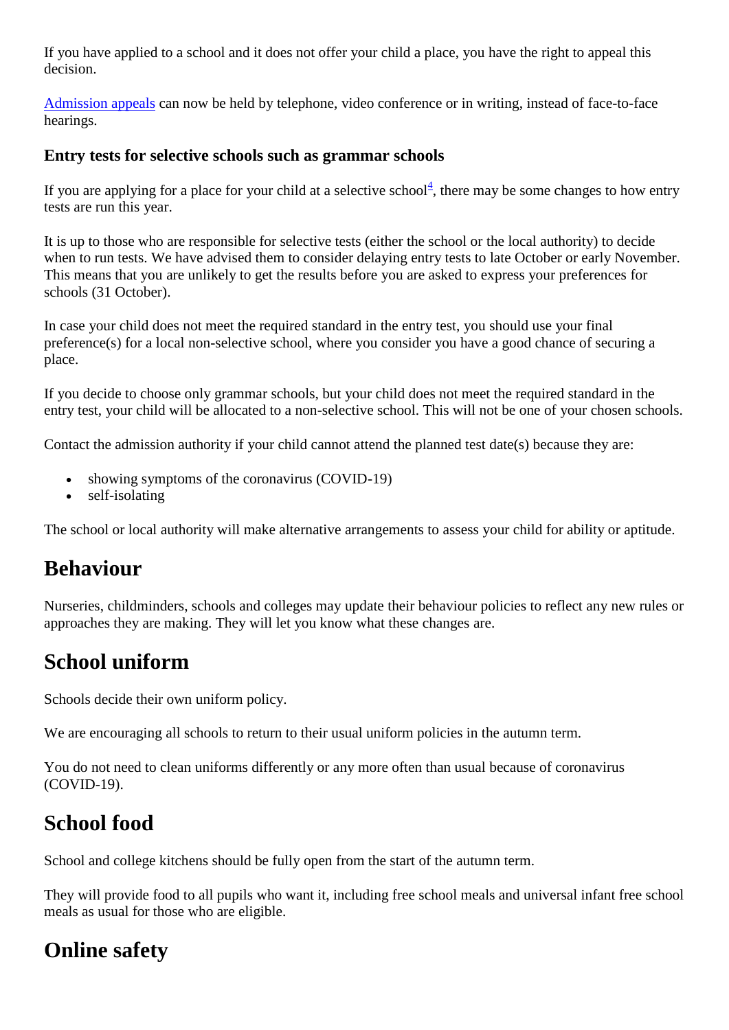If you have applied to a school and it does not offer your child a place, you have the right to appeal this decision.

[Admission appeals](#) can now be held by telephone, video conference or in writing, instead of face-to-face hearings.

### Entry tests for selective schools such as grammar schools

If you are applying for a place for your child at a selective school[4], there may be some changes to how entry tests are run this year.

It is up to those who are responsible for selective tests (either the school or the local authority) to decide when to run tests. We have advised them to consider delaying entry tests to late October or early November. This means that you are unlikely to get the results before you are asked to express your preferences for schools (31 October).

In case your child does not meet the required standard in the entry test, you should use your final preference(s) for a local non-selective school, where you consider you have a good chance of securing a place.

If you decide to choose only grammar schools, but your child does not meet the required standard in the entry test, your child will be allocated to a non-selective school. This will not be one of your chosen schools.

Contact the admission authority if your child cannot attend the planned test date(s) because they are:

- showing symptoms of the coronavirus (COVID-19)
- self-isolating

The school or local authority will make alternative arrangements to assess your child for ability or aptitude.

## Behaviour

Nurseries, childminders, schools and colleges may update their behaviour policies to reflect any new rules or approaches they are making. They will let you know what these changes are.

## School uniform

Schools decide their own uniform policy.

We are encouraging all schools to return to their usual uniform policies in the autumn term.

You do not need to clean uniforms differently or any more often than usual because of coronavirus (COVID-19).

## School food

School and college kitchens should be fully open from the start of the autumn term.

They will provide food to all pupils who want it, including free school meals and universal infant free school meals as usual for those who are eligible.

## Online safety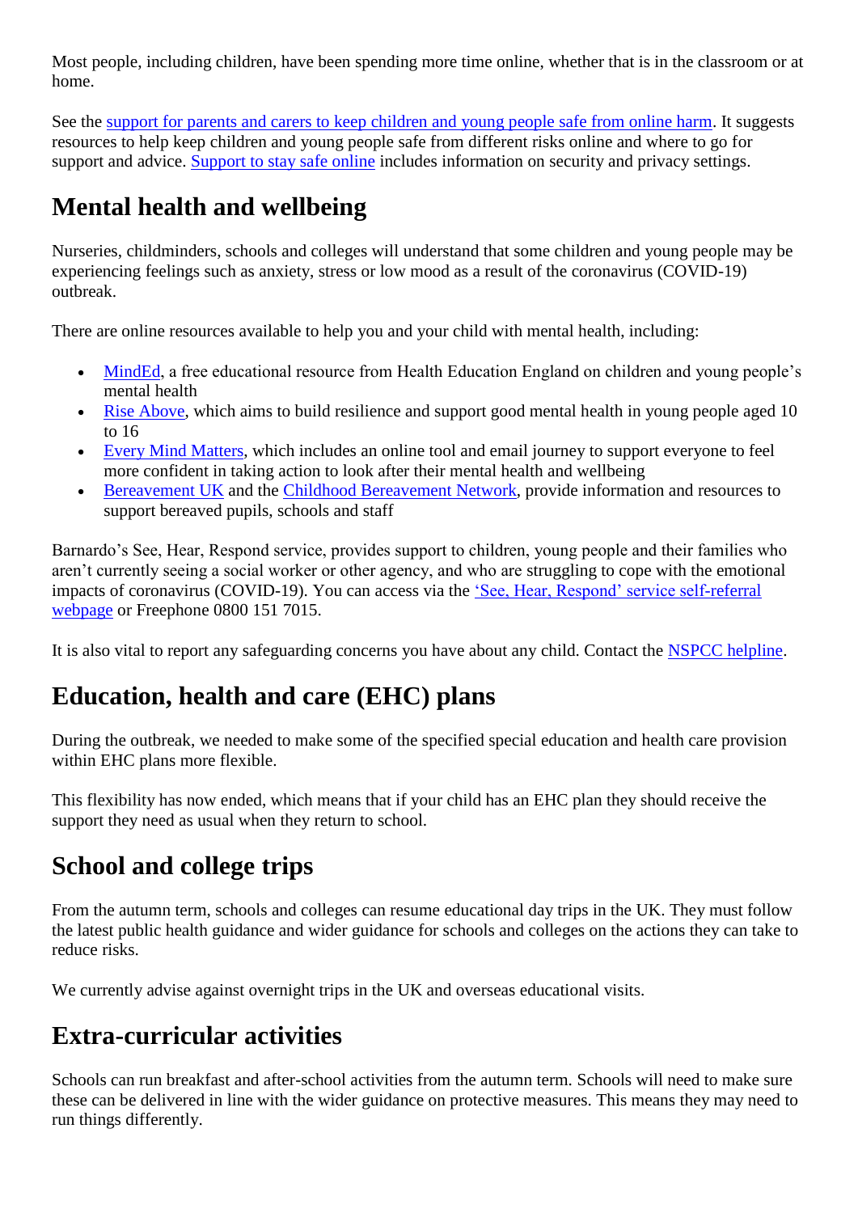Most people, including children, have been spending more time online, whether that is in the classroom or at home.

See the support for parents and carers to keep children and young people safe from online harm. It suggests resources to help keep children and young people safe from different risks online and where to go for support and advice. Support to stay safe online includes information on security and privacy settings.

## Mental health and wellbeing

Nurseries, childminders, schools and colleges will understand that some children and young people may be experiencing feelings such as anxiety, stress or low mood as a result of the coronavirus (COVID-19) outbreak.

There are online resources available to help you and your child with mental health, including:

- MindEd, a free educational resource from Health Education England on children and young people's mental health
- Rise Above, which aims to build resilience and support good mental health in young people aged 10 to 16
- Every Mind Matters, which includes an online tool and email journey to support everyone to feel more confident in taking action to look after their mental health and wellbeing
- Bereavement UK and the Childhood Bereavement Network, provide information and resources to support bereaved pupils, schools and staff

Barnardo's See, Hear, Respond service, provides support to children, young people and their families who aren't currently seeing a social worker or other agency, and who are struggling to cope with the emotional impacts of coronavirus (COVID-19). You can access via the 'See, Hear, Respond' service self-referral webpage or Freephone 0800 151 7015.

It is also vital to report any safeguarding concerns you have about any child. Contact the NSPCC helpline.

## Education, health and care (EHC) plans

During the outbreak, we needed to make some of the specified special education and health care provision within EHC plans more flexible.

This flexibility has now ended, which means that if your child has an EHC plan they should receive the support they need as usual when they return to school.

## School and college trips

From the autumn term, schools and colleges can resume educational day trips in the UK. They must follow the latest public health guidance and wider guidance for schools and colleges on the actions they can take to reduce risks.

We currently advise against overnight trips in the UK and overseas educational visits.

## Extra-curricular activities

Schools can run breakfast and after-school activities from the autumn term. Schools will need to make sure these can be delivered in line with the wider guidance on protective measures. This means they may need to run things differently.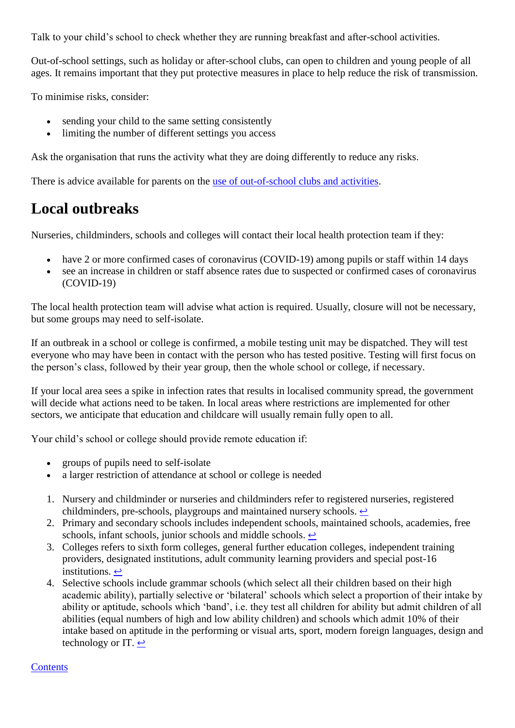Talk to your child's school to check whether they are running breakfast and after-school activities.

Out-of-school settings, such as holiday or after-school clubs, can open to children and young people of all ages. It remains important that they put protective measures in place to help reduce the risk of transmission.

To minimise risks, consider:

- sending your child to the same setting consistently
- limiting the number of different settings you access

Ask the organisation that runs the activity what they are doing differently to reduce any risks.

There is advice available for parents on the use of out-of-school clubs and activities.

## Local outbreaks

Nurseries, childminders, schools and colleges will contact their local health protection team if they:

- have 2 or more confirmed cases of coronavirus (COVID-19) among pupils or staff within 14 days
- see an increase in children or staff absence rates due to suspected or confirmed cases of coronavirus (COVID-19)

The local health protection team will advise what action is required. Usually, closure will not be necessary, but some groups may need to self-isolate.

If an outbreak in a school or college is confirmed, a mobile testing unit may be dispatched. They will test everyone who may have been in contact with the person who has tested positive. Testing will first focus on the person's class, followed by their year group, then the whole school or college, if necessary.

If your local area sees a spike in infection rates that results in localised community spread, the government will decide what actions need to be taken. In local areas where restrictions are implemented for other sectors, we anticipate that education and childcare will usually remain fully open to all.

Your child's school or college should provide remote education if:

- groups of pupils need to self-isolate
- a larger restriction of attendance at school or college is needed

1. Nursery and childminder or nurseries and childminders refer to registered nurseries, registered childminders, pre-schools, playgroups and maintained nursery schools. ↩
2. Primary and secondary schools includes independent schools, maintained schools, academies, free schools, infant schools, junior schools and middle schools. ↩
3. Colleges refers to sixth form colleges, general further education colleges, independent training providers, designated institutions, adult community learning providers and special post-16 institutions. ↩
4. Selective schools include grammar schools (which select all their children based on their high academic ability), partially selective or 'bilateral' schools which select a proportion of their intake by ability or aptitude, schools which 'band', i.e. they test all children for ability but admit children of all abilities (equal numbers of high and low ability children) and schools which admit 10% of their intake based on aptitude in the performing or visual arts, sport, modern foreign languages, design and technology or IT. ↩

Contents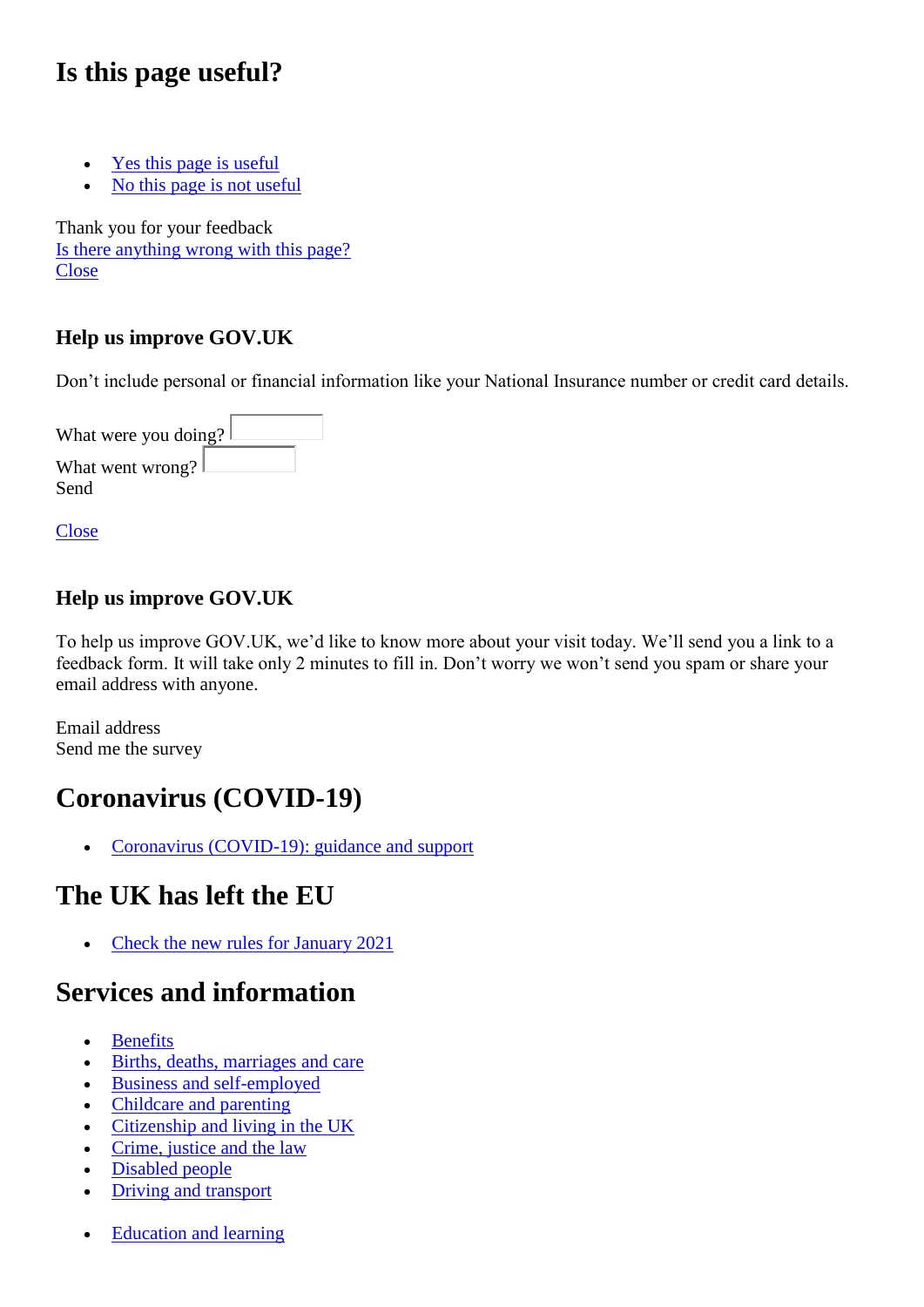# Is this page useful?

- Yes this page is useful
- No this page is not useful

Thank you for your feedback
Is there anything wrong with this page?
Close

### Help us improve GOV.UK

Don’t include personal or financial information like your National Insurance number or credit card details.

What were you doing?
What went wrong?
Send

Close

### Help us improve GOV.UK

To help us improve GOV.UK, we’d like to know more about your visit today. We’ll send you a link to a feedback form. It will take only 2 minutes to fill in. Don’t worry we won’t send you spam or share your email address with anyone.

Email address
Send me the survey

## Coronavirus (COVID-19)

- Coronavirus (COVID-19): guidance and support

## The UK has left the EU

- Check the new rules for January 2021

## Services and information

- Benefits
- Births, deaths, marriages and care
- Business and self-employed
- Childcare and parenting
- Citizenship and living in the UK
- Crime, justice and the law
- Disabled people
- Driving and transport

- Education and learning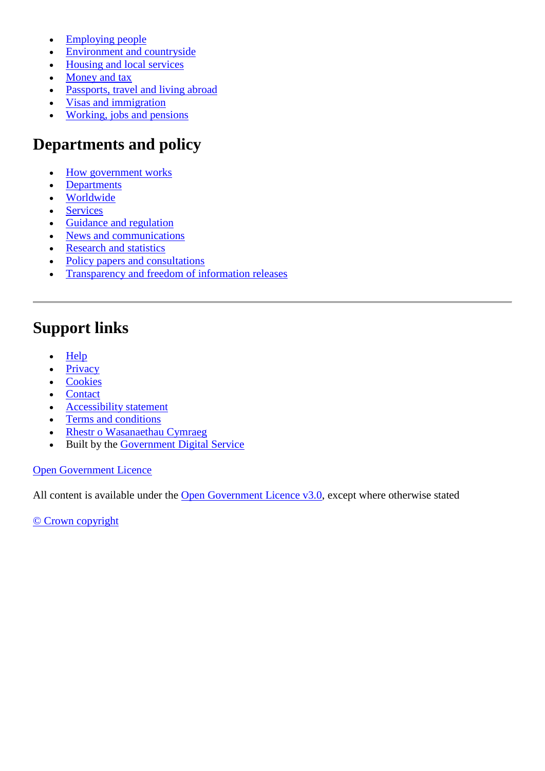- Employing people
- Environment and countryside
- Housing and local services
- Money and tax
- Passports, travel and living abroad
- Visas and immigration
- Working, jobs and pensions

## Departments and policy

- How government works
- Departments
- Worldwide
- Services
- Guidance and regulation
- News and communications
- Research and statistics
- Policy papers and consultations
- Transparency and freedom of information releases

---

## Support links

- Help
- Privacy
- Cookies
- Contact
- Accessibility statement
- Terms and conditions
- Rhestr o Wasanaethau Cymraeg
- Built by the Government Digital Service

Open Government Licence

All content is available under the Open Government Licence v3.0, except where otherwise stated

© Crown copyright